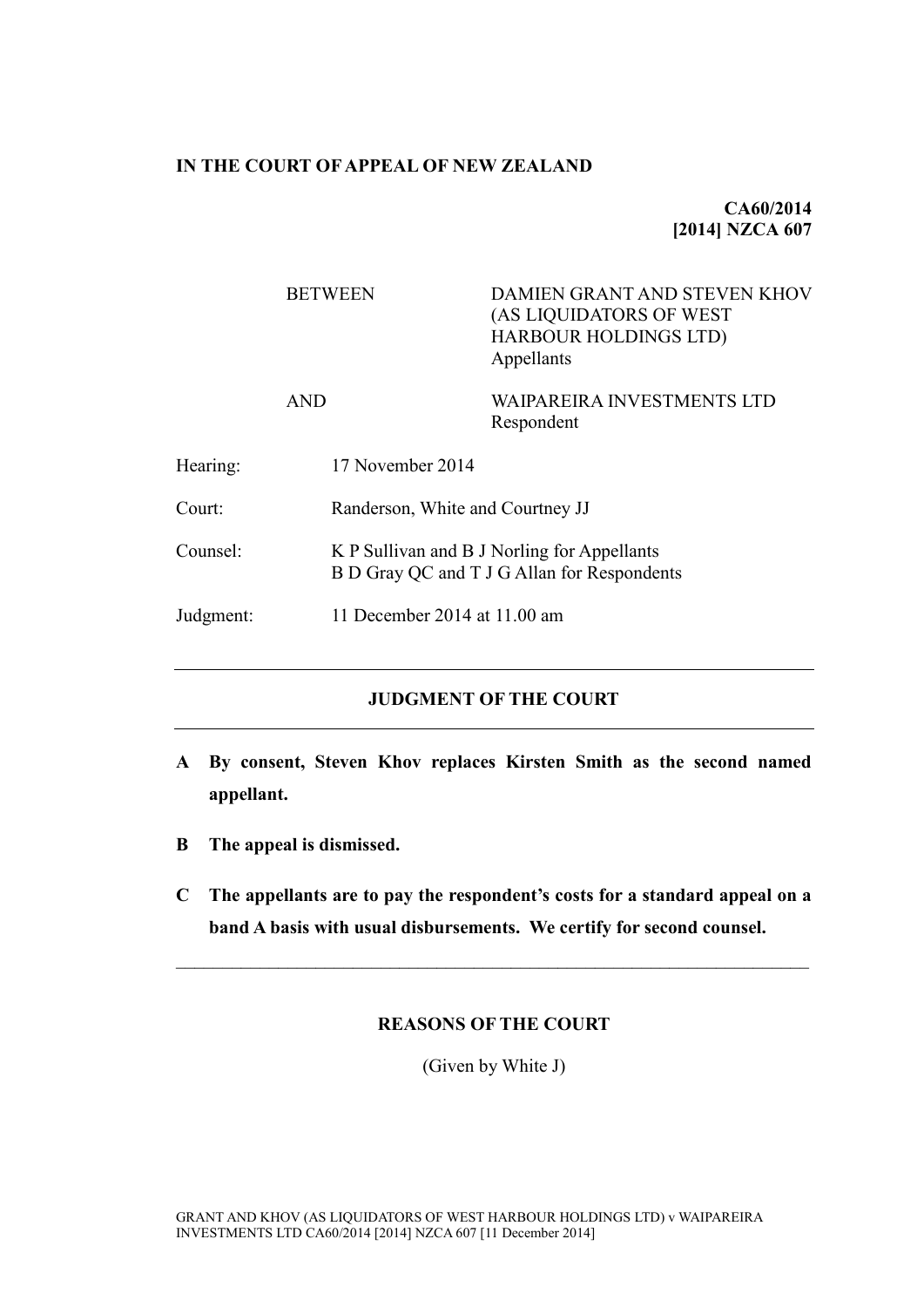**IN THE COURT OF APPEAL OF NEW ZEALAND**

**CA60/2014**
**[2014] NZCA 607**

| | |
|---|---|
| BETWEEN | DAMIEN GRANT AND STEVEN KHOV (AS LIQUIDATORS OF WEST HARBOUR HOLDINGS LTD)<br>Appellants |
| AND | WAIPAREIRA INVESTMENTS LTD<br>Respondent |

| | |
|---|---|
| Hearing: | 17 November 2014 |
| Court: | Randerson, White and Courtney JJ |
| Counsel: | K P Sullivan and B J Norling for Appellants<br>B D Gray QC and T J G Allan for Respondents |
| Judgment: | 11 December 2014 at 11.00 am |

---

## JUDGMENT OF THE COURT

---

**A By consent, Steven Khov replaces Kirsten Smith as the second named appellant.**

**B The appeal is dismissed.**

**C The appellants are to pay the respondent's costs for a standard appeal on a band A basis with usual disbursements. We certify for second counsel.**

---

## REASONS OF THE COURT

(Given by White J)

GRANT AND KHOV (AS LIQUIDATORS OF WEST HARBOUR HOLDINGS LTD) v WAIPAREIRA INVESTMENTS LTD CA60/2014 [2014] NZCA 607 [11 December 2014]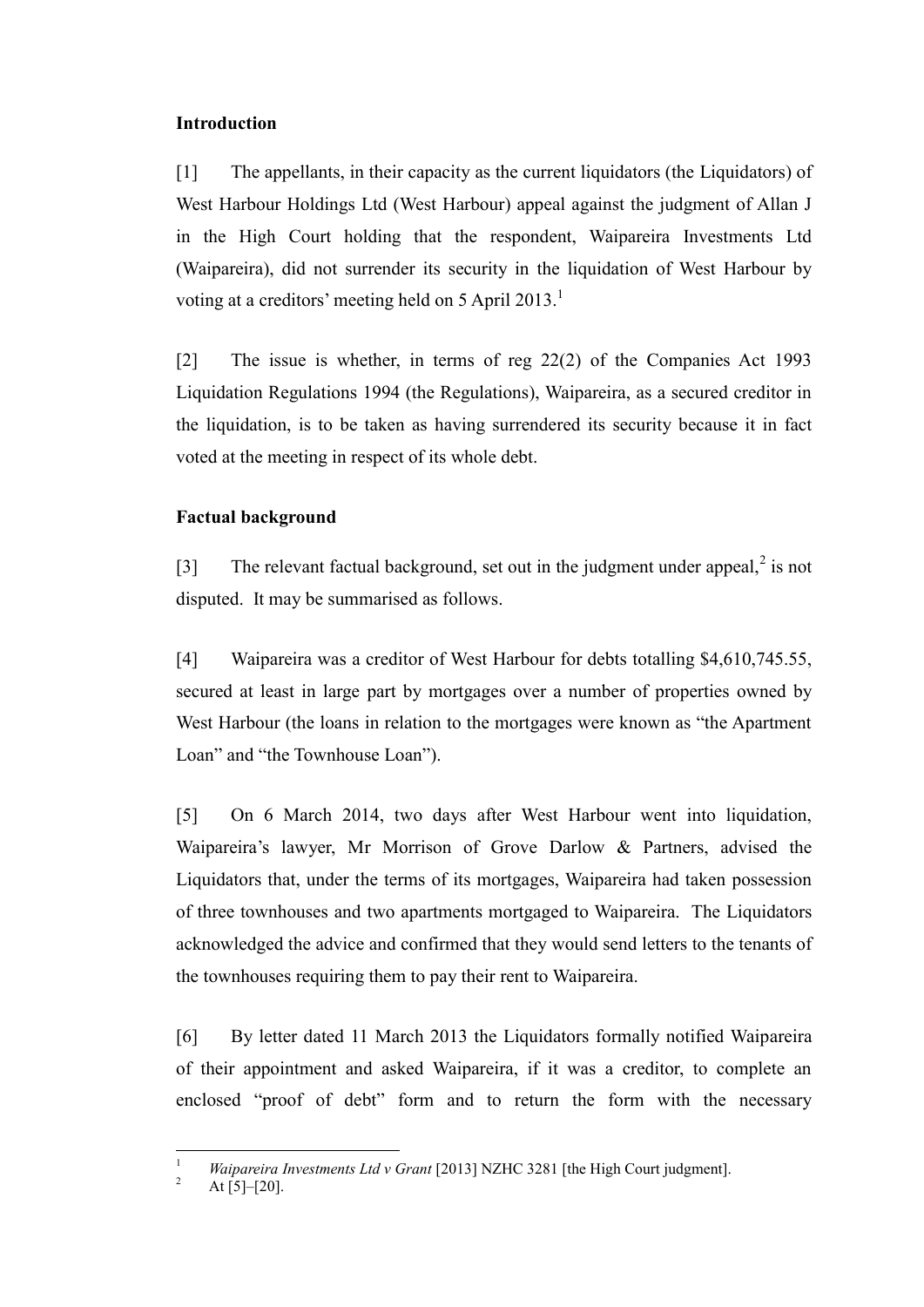**Introduction**

[1] The appellants, in their capacity as the current liquidators (the Liquidators) of West Harbour Holdings Ltd (West Harbour) appeal against the judgment of Allan J in the High Court holding that the respondent, Waipareira Investments Ltd (Waipareira), did not surrender its security in the liquidation of West Harbour by voting at a creditors' meeting held on 5 April 2013.[1]

[2] The issue is whether, in terms of reg 22(2) of the Companies Act 1993 Liquidation Regulations 1994 (the Regulations), Waipareira, as a secured creditor in the liquidation, is to be taken as having surrendered its security because it in fact voted at the meeting in respect of its whole debt.

**Factual background**

[3] The relevant factual background, set out in the judgment under appeal,[2] is not disputed. It may be summarised as follows.

[4] Waipareira was a creditor of West Harbour for debts totalling $4,610,745.55, secured at least in large part by mortgages over a number of properties owned by West Harbour (the loans in relation to the mortgages were known as "the Apartment Loan" and "the Townhouse Loan").

[5] On 6 March 2014, two days after West Harbour went into liquidation, Waipareira's lawyer, Mr Morrison of Grove Darlow & Partners, advised the Liquidators that, under the terms of its mortgages, Waipareira had taken possession of three townhouses and two apartments mortgaged to Waipareira. The Liquidators acknowledged the advice and confirmed that they would send letters to the tenants of the townhouses requiring them to pay their rent to Waipareira.

[6] By letter dated 11 March 2013 the Liquidators formally notified Waipareira of their appointment and asked Waipareira, if it was a creditor, to complete an enclosed "proof of debt" form and to return the form with the necessary

---

[1] *Waipareira Investments Ltd v Grant* [2013] NZHC 3281 [the High Court judgment].

[2] At [5]–[20].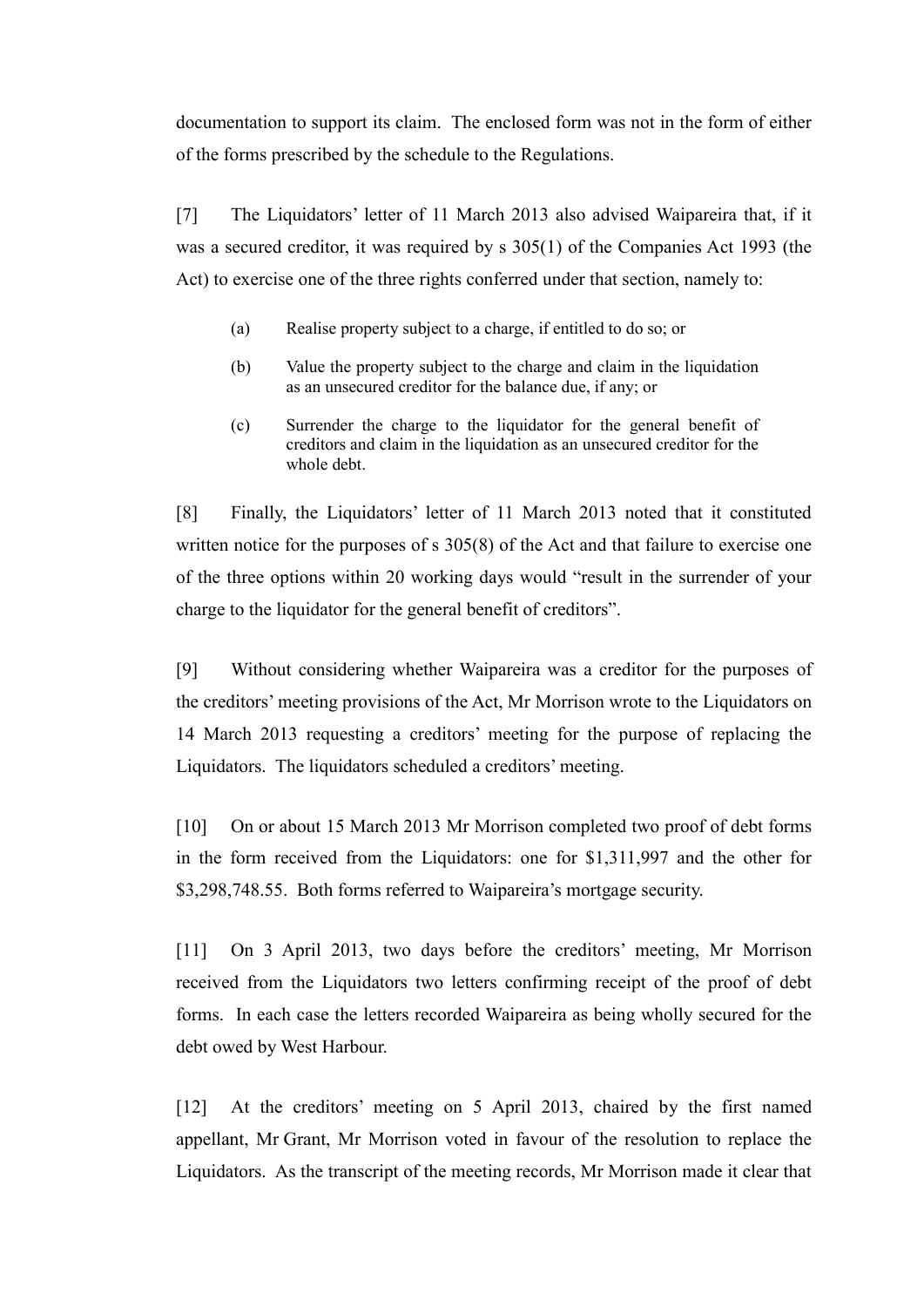documentation to support its claim. The enclosed form was not in the form of either of the forms prescribed by the schedule to the Regulations.

[7] The Liquidators' letter of 11 March 2013 also advised Waipareira that, if it was a secured creditor, it was required by s 305(1) of the Companies Act 1993 (the Act) to exercise one of the three rights conferred under that section, namely to:

> (a) Realise property subject to a charge, if entitled to do so; or
>
> (b) Value the property subject to the charge and claim in the liquidation as an unsecured creditor for the balance due, if any; or
>
> (c) Surrender the charge to the liquidator for the general benefit of creditors and claim in the liquidation as an unsecured creditor for the whole debt.

[8] Finally, the Liquidators' letter of 11 March 2013 noted that it constituted written notice for the purposes of s 305(8) of the Act and that failure to exercise one of the three options within 20 working days would "result in the surrender of your charge to the liquidator for the general benefit of creditors".

[9] Without considering whether Waipareira was a creditor for the purposes of the creditors' meeting provisions of the Act, Mr Morrison wrote to the Liquidators on 14 March 2013 requesting a creditors' meeting for the purpose of replacing the Liquidators. The liquidators scheduled a creditors' meeting.

[10] On or about 15 March 2013 Mr Morrison completed two proof of debt forms in the form received from the Liquidators: one for $1,311,997 and the other for $3,298,748.55. Both forms referred to Waipareira's mortgage security.

[11] On 3 April 2013, two days before the creditors' meeting, Mr Morrison received from the Liquidators two letters confirming receipt of the proof of debt forms. In each case the letters recorded Waipareira as being wholly secured for the debt owed by West Harbour.

[12] At the creditors' meeting on 5 April 2013, chaired by the first named appellant, Mr Grant, Mr Morrison voted in favour of the resolution to replace the Liquidators. As the transcript of the meeting records, Mr Morrison made it clear that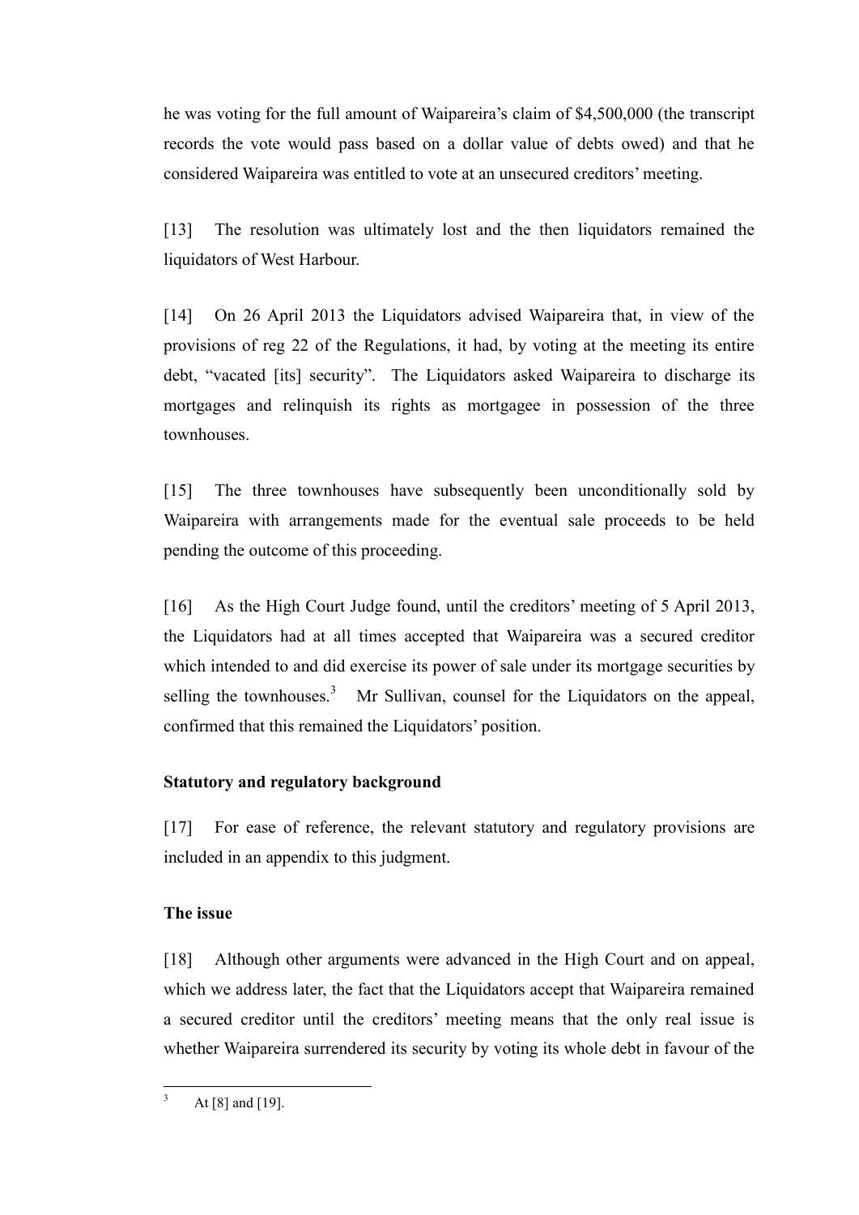he was voting for the full amount of Waipareira's claim of $4,500,000 (the transcript records the vote would pass based on a dollar value of debts owed) and that he considered Waipareira was entitled to vote at an unsecured creditors' meeting.

[13] The resolution was ultimately lost and the then liquidators remained the liquidators of West Harbour.

[14] On 26 April 2013 the Liquidators advised Waipareira that, in view of the provisions of reg 22 of the Regulations, it had, by voting at the meeting its entire debt, "vacated [its] security". The Liquidators asked Waipareira to discharge its mortgages and relinquish its rights as mortgagee in possession of the three townhouses.

[15] The three townhouses have subsequently been unconditionally sold by Waipareira with arrangements made for the eventual sale proceeds to be held pending the outcome of this proceeding.

[16] As the High Court Judge found, until the creditors' meeting of 5 April 2013, the Liquidators had at all times accepted that Waipareira was a secured creditor which intended to and did exercise its power of sale under its mortgage securities by selling the townhouses.[3] Mr Sullivan, counsel for the Liquidators on the appeal, confirmed that this remained the Liquidators' position.

## Statutory and regulatory background

[17] For ease of reference, the relevant statutory and regulatory provisions are included in an appendix to this judgment.

## The issue

[18] Although other arguments were advanced in the High Court and on appeal, which we address later, the fact that the Liquidators accept that Waipareira remained a secured creditor until the creditors' meeting means that the only real issue is whether Waipareira surrendered its security by voting its whole debt in favour of the

---

[3] At [8] and [19].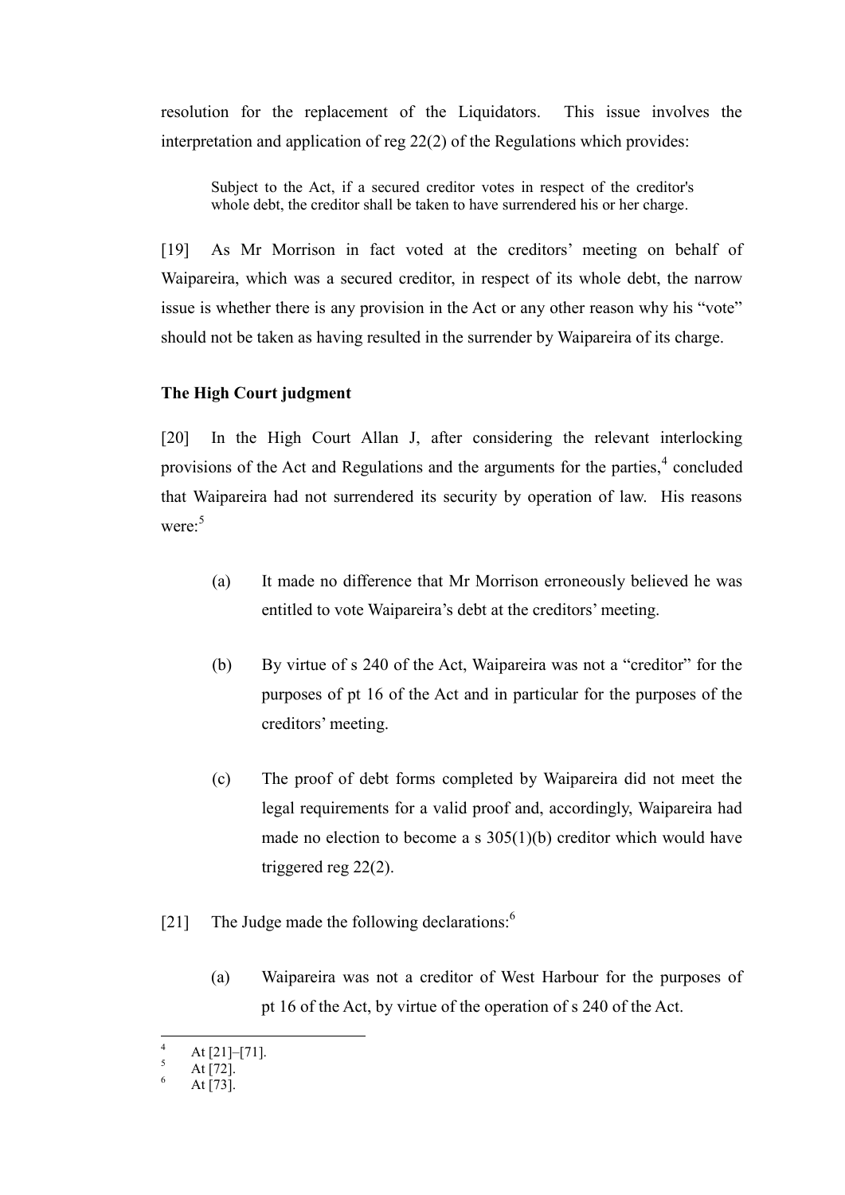resolution for the replacement of the Liquidators. This issue involves the interpretation and application of reg 22(2) of the Regulations which provides:

> Subject to the Act, if a secured creditor votes in respect of the creditor's whole debt, the creditor shall be taken to have surrendered his or her charge.

[19] As Mr Morrison in fact voted at the creditors' meeting on behalf of Waipareira, which was a secured creditor, in respect of its whole debt, the narrow issue is whether there is any provision in the Act or any other reason why his "vote" should not be taken as having resulted in the surrender by Waipareira of its charge.

**The High Court judgment**

[20] In the High Court Allan J, after considering the relevant interlocking provisions of the Act and Regulations and the arguments for the parties,[4] concluded that Waipareira had not surrendered its security by operation of law. His reasons were:[5]

> (a) It made no difference that Mr Morrison erroneously believed he was entitled to vote Waipareira's debt at the creditors' meeting.
>
> (b) By virtue of s 240 of the Act, Waipareira was not a "creditor" for the purposes of pt 16 of the Act and in particular for the purposes of the creditors' meeting.
>
> (c) The proof of debt forms completed by Waipareira did not meet the legal requirements for a valid proof and, accordingly, Waipareira had made no election to become a s 305(1)(b) creditor which would have triggered reg 22(2).

[21] The Judge made the following declarations:[6]

> (a) Waipareira was not a creditor of West Harbour for the purposes of pt 16 of the Act, by virtue of the operation of s 240 of the Act.

---

[4] At [21]–[71].
[5] At [72].
[6] At [73].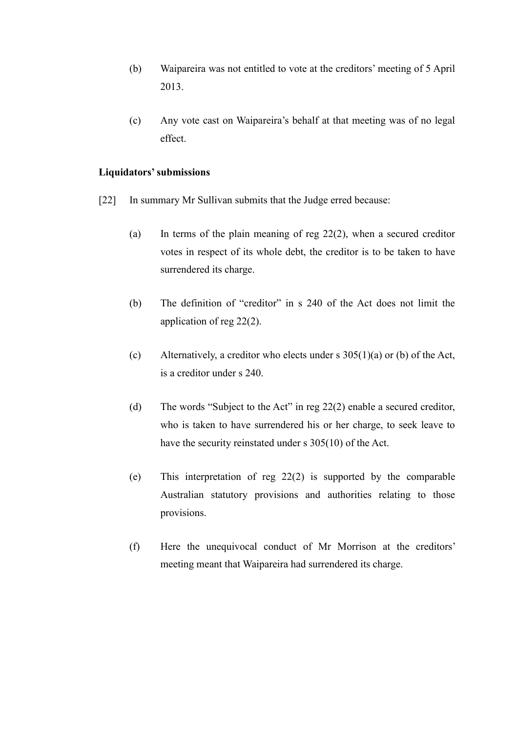(b) Waipareira was not entitled to vote at the creditors' meeting of 5 April 2013.

(c) Any vote cast on Waipareira's behalf at that meeting was of no legal effect.

**Liquidators' submissions**

[22] In summary Mr Sullivan submits that the Judge erred because:

(a) In terms of the plain meaning of reg 22(2), when a secured creditor votes in respect of its whole debt, the creditor is to be taken to have surrendered its charge.

(b) The definition of "creditor" in s 240 of the Act does not limit the application of reg 22(2).

(c) Alternatively, a creditor who elects under s 305(1)(a) or (b) of the Act, is a creditor under s 240.

(d) The words "Subject to the Act" in reg 22(2) enable a secured creditor, who is taken to have surrendered his or her charge, to seek leave to have the security reinstated under s 305(10) of the Act.

(e) This interpretation of reg 22(2) is supported by the comparable Australian statutory provisions and authorities relating to those provisions.

(f) Here the unequivocal conduct of Mr Morrison at the creditors' meeting meant that Waipareira had surrendered its charge.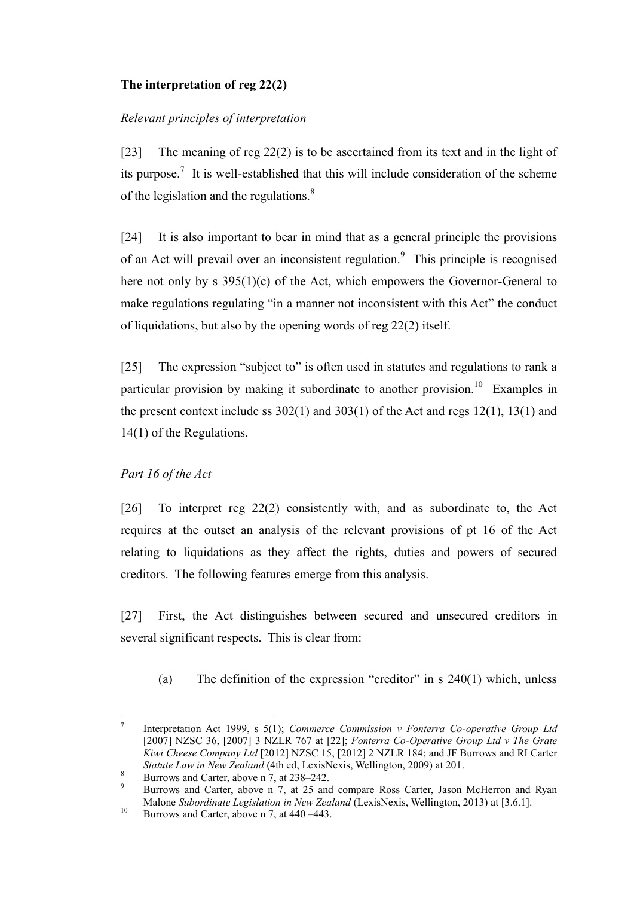**The interpretation of reg 22(2)**

*Relevant principles of interpretation*

[23] The meaning of reg 22(2) is to be ascertained from its text and in the light of its purpose.[7] It is well-established that this will include consideration of the scheme of the legislation and the regulations.[8]

[24] It is also important to bear in mind that as a general principle the provisions of an Act will prevail over an inconsistent regulation.[9] This principle is recognised here not only by s 395(1)(c) of the Act, which empowers the Governor-General to make regulations regulating "in a manner not inconsistent with this Act" the conduct of liquidations, but also by the opening words of reg 22(2) itself.

[25] The expression "subject to" is often used in statutes and regulations to rank a particular provision by making it subordinate to another provision.[10] Examples in the present context include ss 302(1) and 303(1) of the Act and regs 12(1), 13(1) and 14(1) of the Regulations.

*Part 16 of the Act*

[26] To interpret reg 22(2) consistently with, and as subordinate to, the Act requires at the outset an analysis of the relevant provisions of pt 16 of the Act relating to liquidations as they affect the rights, duties and powers of secured creditors. The following features emerge from this analysis.

[27] First, the Act distinguishes between secured and unsecured creditors in several significant respects. This is clear from:

(a) The definition of the expression "creditor" in s 240(1) which, unless

---

[7] Interpretation Act 1999, s 5(1); *Commerce Commission v Fonterra Co-operative Group Ltd* [2007] NZSC 36, [2007] 3 NZLR 767 at [22]; *Fonterra Co-Operative Group Ltd v The Grate Kiwi Cheese Company Ltd* [2012] NZSC 15, [2012] 2 NZLR 184; and JF Burrows and RI Carter *Statute Law in New Zealand* (4th ed, LexisNexis, Wellington, 2009) at 201.

[8] Burrows and Carter, above n 7, at 238–242.

[9] Burrows and Carter, above n 7, at 25 and compare Ross Carter, Jason McHerron and Ryan Malone *Subordinate Legislation in New Zealand* (LexisNexis, Wellington, 2013) at [3.6.1].

[10] Burrows and Carter, above n 7, at 440 –443.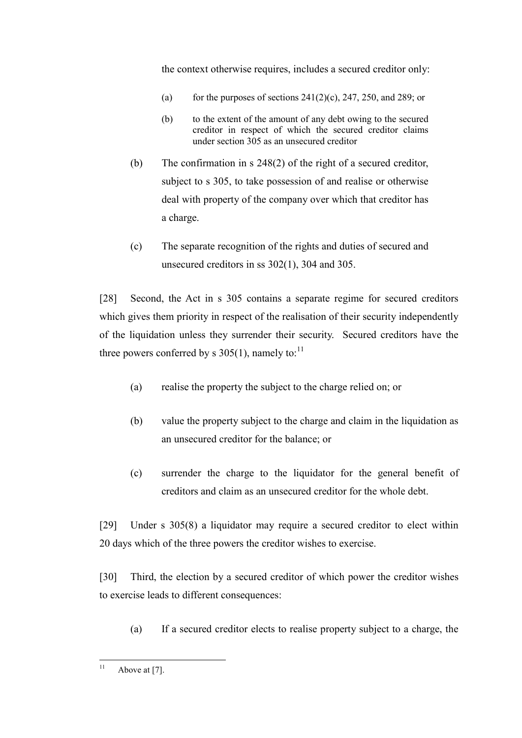the context otherwise requires, includes a secured creditor only:

> (a) for the purposes of sections 241(2)(c), 247, 250, and 289; or
>
> (b) to the extent of the amount of any debt owing to the secured creditor in respect of which the secured creditor claims under section 305 as an unsecured creditor

(b) The confirmation in s 248(2) of the right of a secured creditor, subject to s 305, to take possession of and realise or otherwise deal with property of the company over which that creditor has a charge.

(c) The separate recognition of the rights and duties of secured and unsecured creditors in ss 302(1), 304 and 305.

[28] Second, the Act in s 305 contains a separate regime for secured creditors which gives them priority in respect of the realisation of their security independently of the liquidation unless they surrender their security. Secured creditors have the three powers conferred by s 305(1), namely to:[11]

(a) realise the property the subject to the charge relied on; or

(b) value the property subject to the charge and claim in the liquidation as an unsecured creditor for the balance; or

(c) surrender the charge to the liquidator for the general benefit of creditors and claim as an unsecured creditor for the whole debt.

[29] Under s 305(8) a liquidator may require a secured creditor to elect within 20 days which of the three powers the creditor wishes to exercise.

[30] Third, the election by a secured creditor of which power the creditor wishes to exercise leads to different consequences:

(a) If a secured creditor elects to realise property subject to a charge, the

[11] Above at [7].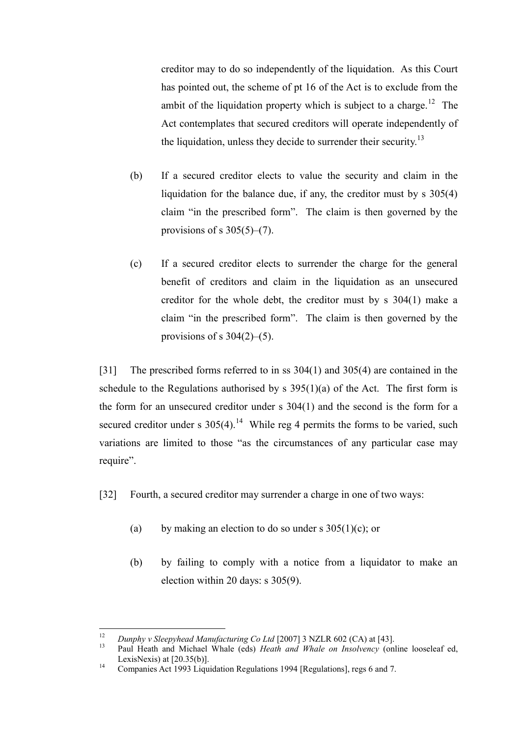creditor may to do so independently of the liquidation. As this Court has pointed out, the scheme of pt 16 of the Act is to exclude from the ambit of the liquidation property which is subject to a charge.[12] The Act contemplates that secured creditors will operate independently of the liquidation, unless they decide to surrender their security.[13]

(b) If a secured creditor elects to value the security and claim in the liquidation for the balance due, if any, the creditor must by s 305(4) claim "in the prescribed form". The claim is then governed by the provisions of s 305(5)–(7).

(c) If a secured creditor elects to surrender the charge for the general benefit of creditors and claim in the liquidation as an unsecured creditor for the whole debt, the creditor must by s 304(1) make a claim "in the prescribed form". The claim is then governed by the provisions of s 304(2)–(5).

[31] The prescribed forms referred to in ss 304(1) and 305(4) are contained in the schedule to the Regulations authorised by s 395(1)(a) of the Act. The first form is the form for an unsecured creditor under s 304(1) and the second is the form for a secured creditor under s 305(4).[14] While reg 4 permits the forms to be varied, such variations are limited to those "as the circumstances of any particular case may require".

[32] Fourth, a secured creditor may surrender a charge in one of two ways:

(a) by making an election to do so under s 305(1)(c); or

(b) by failing to comply with a notice from a liquidator to make an election within 20 days: s 305(9).

---

[12] *Dunphy v Sleepyhead Manufacturing Co Ltd* [2007] 3 NZLR 602 (CA) at [43].

[13] Paul Heath and Michael Whale (eds) *Heath and Whale on Insolvency* (online looseleaf ed, LexisNexis) at [20.35(b)].

[14] Companies Act 1993 Liquidation Regulations 1994 [Regulations], regs 6 and 7.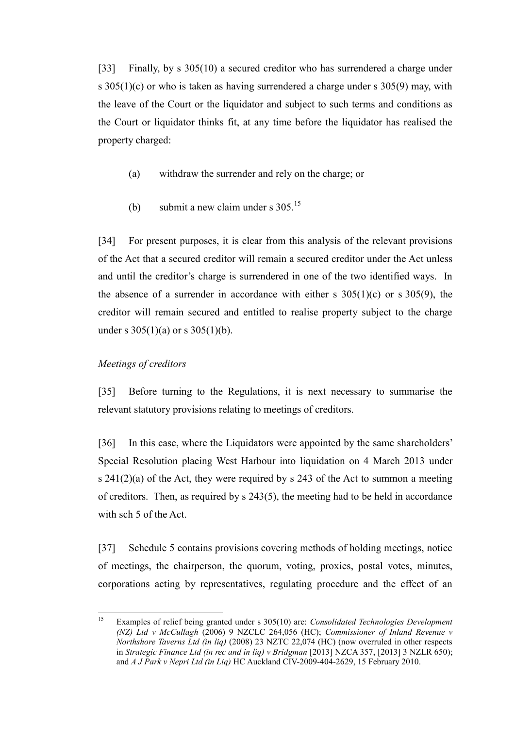[33] Finally, by s 305(10) a secured creditor who has surrendered a charge under s 305(1)(c) or who is taken as having surrendered a charge under s 305(9) may, with the leave of the Court or the liquidator and subject to such terms and conditions as the Court or liquidator thinks fit, at any time before the liquidator has realised the property charged:

(a) withdraw the surrender and rely on the charge; or

(b) submit a new claim under s 305.[15]

[34] For present purposes, it is clear from this analysis of the relevant provisions of the Act that a secured creditor will remain a secured creditor under the Act unless and until the creditor's charge is surrendered in one of the two identified ways. In the absence of a surrender in accordance with either s 305(1)(c) or s 305(9), the creditor will remain secured and entitled to realise property subject to the charge under s 305(1)(a) or s 305(1)(b).

*Meetings of creditors*

[35] Before turning to the Regulations, it is next necessary to summarise the relevant statutory provisions relating to meetings of creditors.

[36] In this case, where the Liquidators were appointed by the same shareholders' Special Resolution placing West Harbour into liquidation on 4 March 2013 under s 241(2)(a) of the Act, they were required by s 243 of the Act to summon a meeting of creditors. Then, as required by s 243(5), the meeting had to be held in accordance with sch 5 of the Act.

[37] Schedule 5 contains provisions covering methods of holding meetings, notice of meetings, the chairperson, the quorum, voting, proxies, postal votes, minutes, corporations acting by representatives, regulating procedure and the effect of an

---

[15] Examples of relief being granted under s 305(10) are: *Consolidated Technologies Development (NZ) Ltd v McCullagh* (2006) 9 NZCLC 264,056 (HC); *Commissioner of Inland Revenue v Northshore Taverns Ltd (in liq)* (2008) 23 NZTC 22,074 (HC) (now overruled in other respects in *Strategic Finance Ltd (in rec and in liq) v Bridgman* [2013] NZCA 357, [2013] 3 NZLR 650); and *A J Park v Nepri Ltd (in Liq)* HC Auckland CIV-2009-404-2629, 15 February 2010.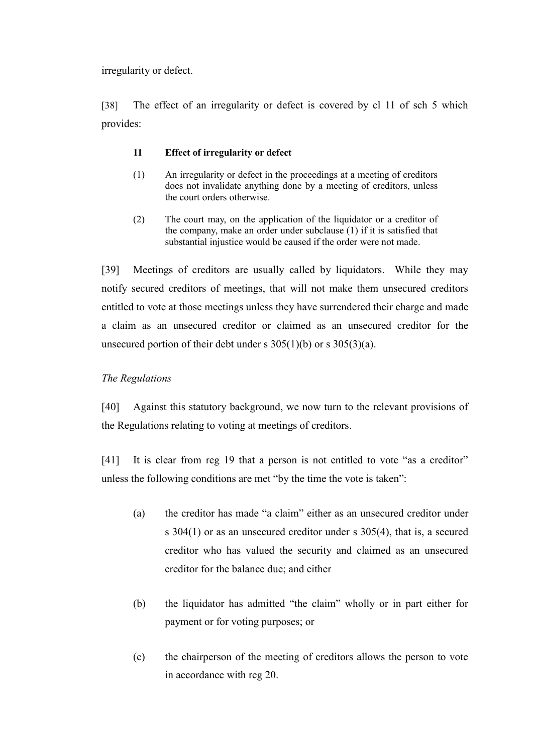irregularity or defect.

[38] The effect of an irregularity or defect is covered by cl 11 of sch 5 which provides:

> **11 Effect of irregularity or defect**
>
> (1) An irregularity or defect in the proceedings at a meeting of creditors does not invalidate anything done by a meeting of creditors, unless the court orders otherwise.
>
> (2) The court may, on the application of the liquidator or a creditor of the company, make an order under subclause (1) if it is satisfied that substantial injustice would be caused if the order were not made.

[39] Meetings of creditors are usually called by liquidators. While they may notify secured creditors of meetings, that will not make them unsecured creditors entitled to vote at those meetings unless they have surrendered their charge and made a claim as an unsecured creditor or claimed as an unsecured creditor for the unsecured portion of their debt under s 305(1)(b) or s 305(3)(a).

*The Regulations*

[40] Against this statutory background, we now turn to the relevant provisions of the Regulations relating to voting at meetings of creditors.

[41] It is clear from reg 19 that a person is not entitled to vote "as a creditor" unless the following conditions are met "by the time the vote is taken":

> (a) the creditor has made "a claim" either as an unsecured creditor under s 304(1) or as an unsecured creditor under s 305(4), that is, a secured creditor who has valued the security and claimed as an unsecured creditor for the balance due; and either
>
> (b) the liquidator has admitted "the claim" wholly or in part either for payment or for voting purposes; or
>
> (c) the chairperson of the meeting of creditors allows the person to vote in accordance with reg 20.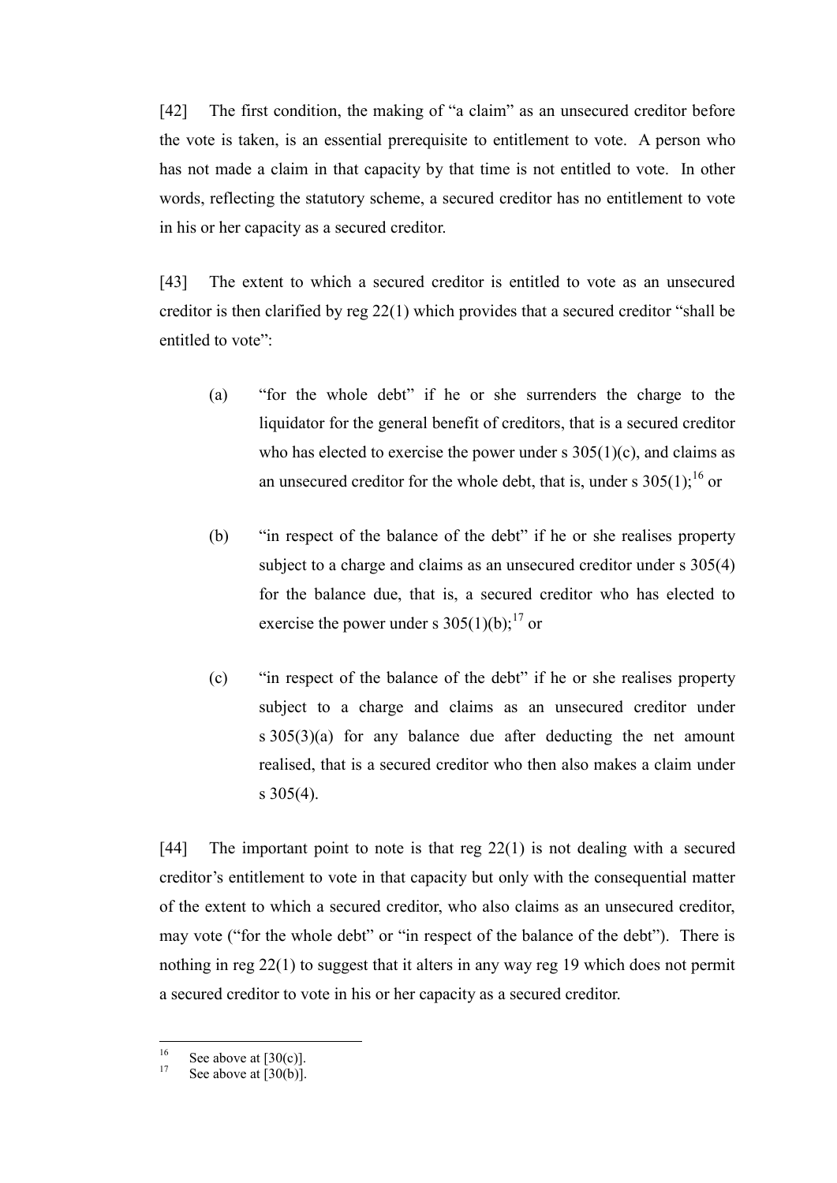[42] The first condition, the making of "a claim" as an unsecured creditor before the vote is taken, is an essential prerequisite to entitlement to vote. A person who has not made a claim in that capacity by that time is not entitled to vote. In other words, reflecting the statutory scheme, a secured creditor has no entitlement to vote in his or her capacity as a secured creditor.

[43] The extent to which a secured creditor is entitled to vote as an unsecured creditor is then clarified by reg 22(1) which provides that a secured creditor "shall be entitled to vote":

> (a) "for the whole debt" if he or she surrenders the charge to the liquidator for the general benefit of creditors, that is a secured creditor who has elected to exercise the power under s 305(1)(c), and claims as an unsecured creditor for the whole debt, that is, under s 305(1);[16] or
>
> (b) "in respect of the balance of the debt" if he or she realises property subject to a charge and claims as an unsecured creditor under s 305(4) for the balance due, that is, a secured creditor who has elected to exercise the power under s 305(1)(b);[17] or
>
> (c) "in respect of the balance of the debt" if he or she realises property subject to a charge and claims as an unsecured creditor under s 305(3)(a) for any balance due after deducting the net amount realised, that is a secured creditor who then also makes a claim under s 305(4).

[44] The important point to note is that reg 22(1) is not dealing with a secured creditor's entitlement to vote in that capacity but only with the consequential matter of the extent to which a secured creditor, who also claims as an unsecured creditor, may vote ("for the whole debt" or "in respect of the balance of the debt"). There is nothing in reg 22(1) to suggest that it alters in any way reg 19 which does not permit a secured creditor to vote in his or her capacity as a secured creditor.

---

[16] See above at [30(c)].

[17] See above at [30(b)].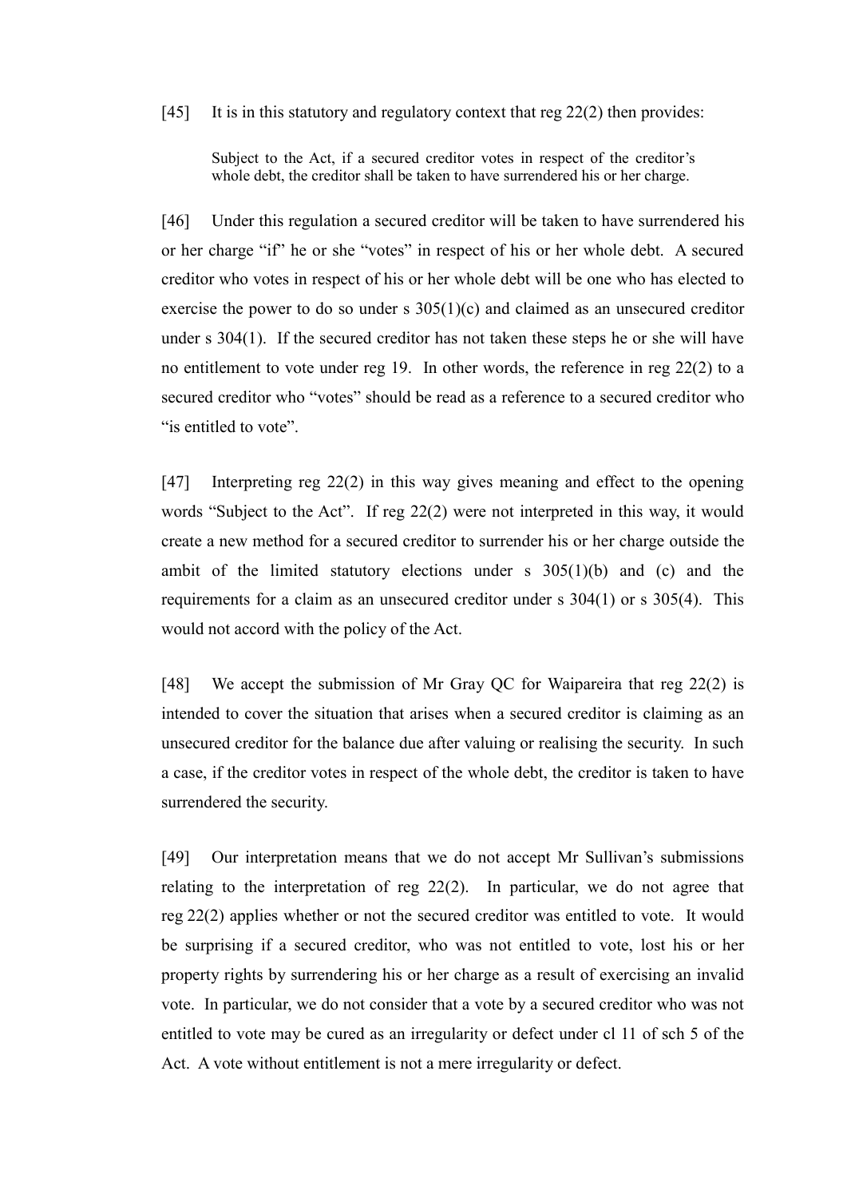[45] It is in this statutory and regulatory context that reg 22(2) then provides:

> Subject to the Act, if a secured creditor votes in respect of the creditor's whole debt, the creditor shall be taken to have surrendered his or her charge.

[46] Under this regulation a secured creditor will be taken to have surrendered his or her charge "if" he or she "votes" in respect of his or her whole debt. A secured creditor who votes in respect of his or her whole debt will be one who has elected to exercise the power to do so under s 305(1)(c) and claimed as an unsecured creditor under s 304(1). If the secured creditor has not taken these steps he or she will have no entitlement to vote under reg 19. In other words, the reference in reg 22(2) to a secured creditor who "votes" should be read as a reference to a secured creditor who "is entitled to vote".

[47] Interpreting reg 22(2) in this way gives meaning and effect to the opening words "Subject to the Act". If reg 22(2) were not interpreted in this way, it would create a new method for a secured creditor to surrender his or her charge outside the ambit of the limited statutory elections under s 305(1)(b) and (c) and the requirements for a claim as an unsecured creditor under s 304(1) or s 305(4). This would not accord with the policy of the Act.

[48] We accept the submission of Mr Gray QC for Waipareira that reg 22(2) is intended to cover the situation that arises when a secured creditor is claiming as an unsecured creditor for the balance due after valuing or realising the security. In such a case, if the creditor votes in respect of the whole debt, the creditor is taken to have surrendered the security.

[49] Our interpretation means that we do not accept Mr Sullivan's submissions relating to the interpretation of reg 22(2). In particular, we do not agree that reg 22(2) applies whether or not the secured creditor was entitled to vote. It would be surprising if a secured creditor, who was not entitled to vote, lost his or her property rights by surrendering his or her charge as a result of exercising an invalid vote. In particular, we do not consider that a vote by a secured creditor who was not entitled to vote may be cured as an irregularity or defect under cl 11 of sch 5 of the Act. A vote without entitlement is not a mere irregularity or defect.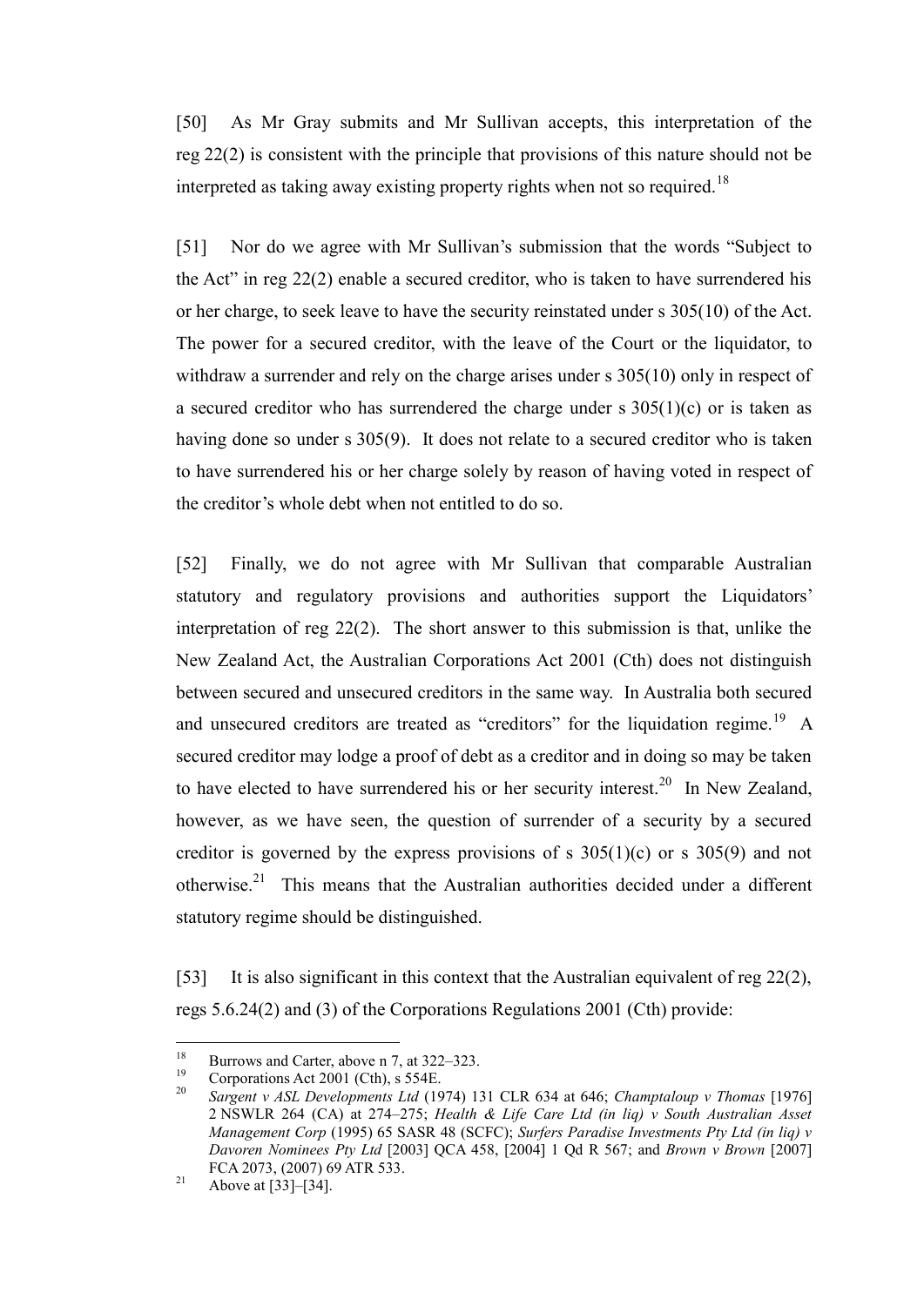[50] As Mr Gray submits and Mr Sullivan accepts, this interpretation of the reg 22(2) is consistent with the principle that provisions of this nature should not be interpreted as taking away existing property rights when not so required.[18]

[51] Nor do we agree with Mr Sullivan's submission that the words "Subject to the Act" in reg 22(2) enable a secured creditor, who is taken to have surrendered his or her charge, to seek leave to have the security reinstated under s 305(10) of the Act. The power for a secured creditor, with the leave of the Court or the liquidator, to withdraw a surrender and rely on the charge arises under s 305(10) only in respect of a secured creditor who has surrendered the charge under s 305(1)(c) or is taken as having done so under s 305(9). It does not relate to a secured creditor who is taken to have surrendered his or her charge solely by reason of having voted in respect of the creditor's whole debt when not entitled to do so.

[52] Finally, we do not agree with Mr Sullivan that comparable Australian statutory and regulatory provisions and authorities support the Liquidators' interpretation of reg 22(2). The short answer to this submission is that, unlike the New Zealand Act, the Australian Corporations Act 2001 (Cth) does not distinguish between secured and unsecured creditors in the same way. In Australia both secured and unsecured creditors are treated as "creditors" for the liquidation regime.[19] A secured creditor may lodge a proof of debt as a creditor and in doing so may be taken to have elected to have surrendered his or her security interest.[20] In New Zealand, however, as we have seen, the question of surrender of a security by a secured creditor is governed by the express provisions of s 305(1)(c) or s 305(9) and not otherwise.[21] This means that the Australian authorities decided under a different statutory regime should be distinguished.

[53] It is also significant in this context that the Australian equivalent of reg 22(2), regs 5.6.24(2) and (3) of the Corporations Regulations 2001 (Cth) provide:

---

[18] Burrows and Carter, above n 7, at 322–323.

[19] Corporations Act 2001 (Cth), s 554E.

[20] *Sargent v ASL Developments Ltd* (1974) 131 CLR 634 at 646; *Champtaloup v Thomas* [1976] 2 NSWLR 264 (CA) at 274–275; *Health & Life Care Ltd (in liq) v South Australian Asset Management Corp* (1995) 65 SASR 48 (SCFC); *Surfers Paradise Investments Pty Ltd (in liq) v Davoren Nominees Pty Ltd* [2003] QCA 458, [2004] 1 Qd R 567; and *Brown v Brown* [2007] FCA 2073, (2007) 69 ATR 533.

[21] Above at [33]–[34].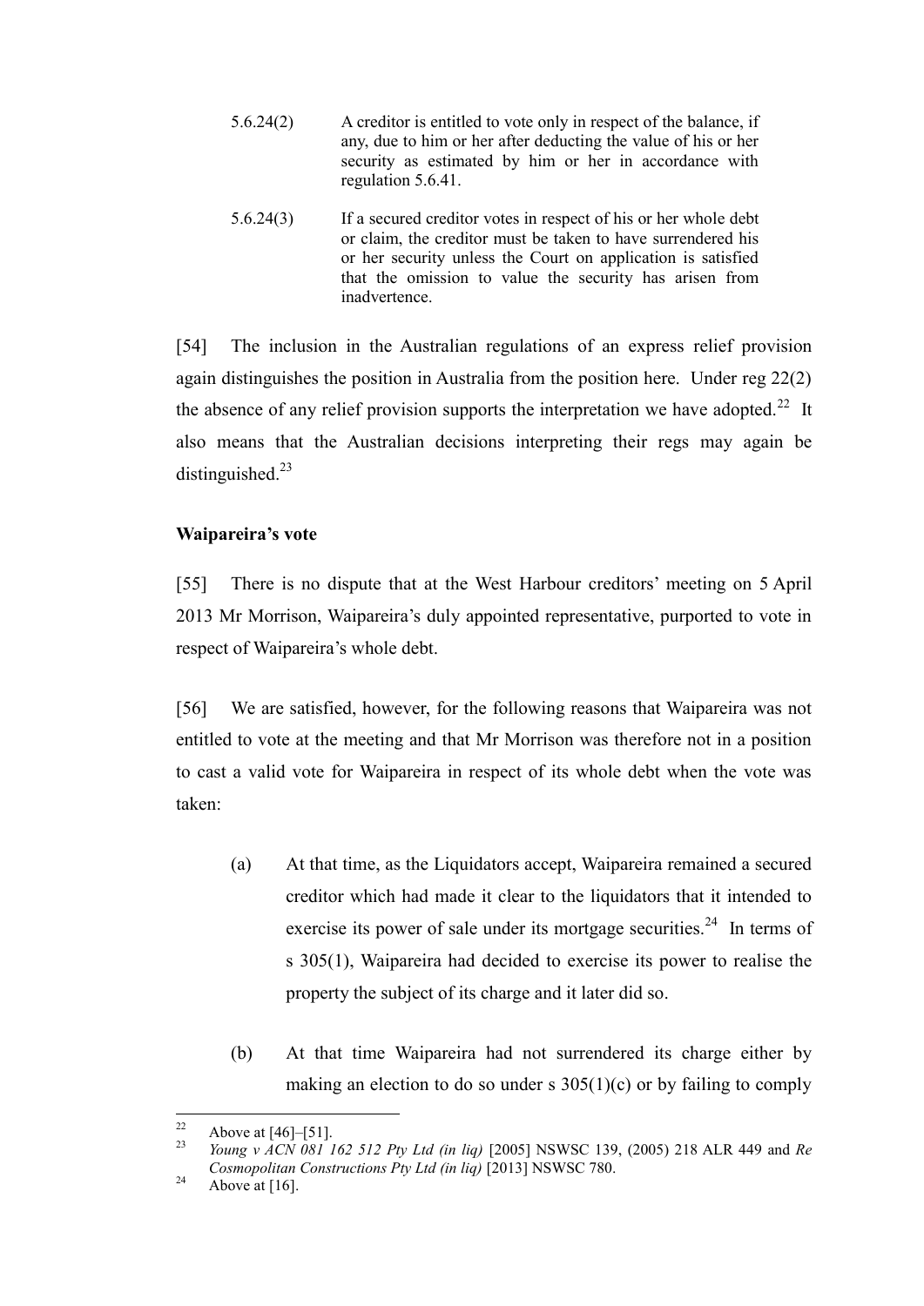5.6.24(2) A creditor is entitled to vote only in respect of the balance, if any, due to him or her after deducting the value of his or her security as estimated by him or her in accordance with regulation 5.6.41.

5.6.24(3) If a secured creditor votes in respect of his or her whole debt or claim, the creditor must be taken to have surrendered his or her security unless the Court on application is satisfied that the omission to value the security has arisen from inadvertence.

[54] The inclusion in the Australian regulations of an express relief provision again distinguishes the position in Australia from the position here. Under reg 22(2) the absence of any relief provision supports the interpretation we have adopted.[22] It also means that the Australian decisions interpreting their regs may again be distinguished.[23]

**Waipareira's vote**

[55] There is no dispute that at the West Harbour creditors' meeting on 5 April 2013 Mr Morrison, Waipareira's duly appointed representative, purported to vote in respect of Waipareira's whole debt.

[56] We are satisfied, however, for the following reasons that Waipareira was not entitled to vote at the meeting and that Mr Morrison was therefore not in a position to cast a valid vote for Waipareira in respect of its whole debt when the vote was taken:

(a) At that time, as the Liquidators accept, Waipareira remained a secured creditor which had made it clear to the liquidators that it intended to exercise its power of sale under its mortgage securities.[24] In terms of s 305(1), Waipareira had decided to exercise its power to realise the property the subject of its charge and it later did so.

(b) At that time Waipareira had not surrendered its charge either by making an election to do so under s 305(1)(c) or by failing to comply

---

[22] Above at [46]–[51].

[23] *Young v ACN 081 162 512 Pty Ltd (in liq)* [2005] NSWSC 139, (2005) 218 ALR 449 and *Re Cosmopolitan Constructions Pty Ltd (in liq)* [2013] NSWSC 780.

[24] Above at [16].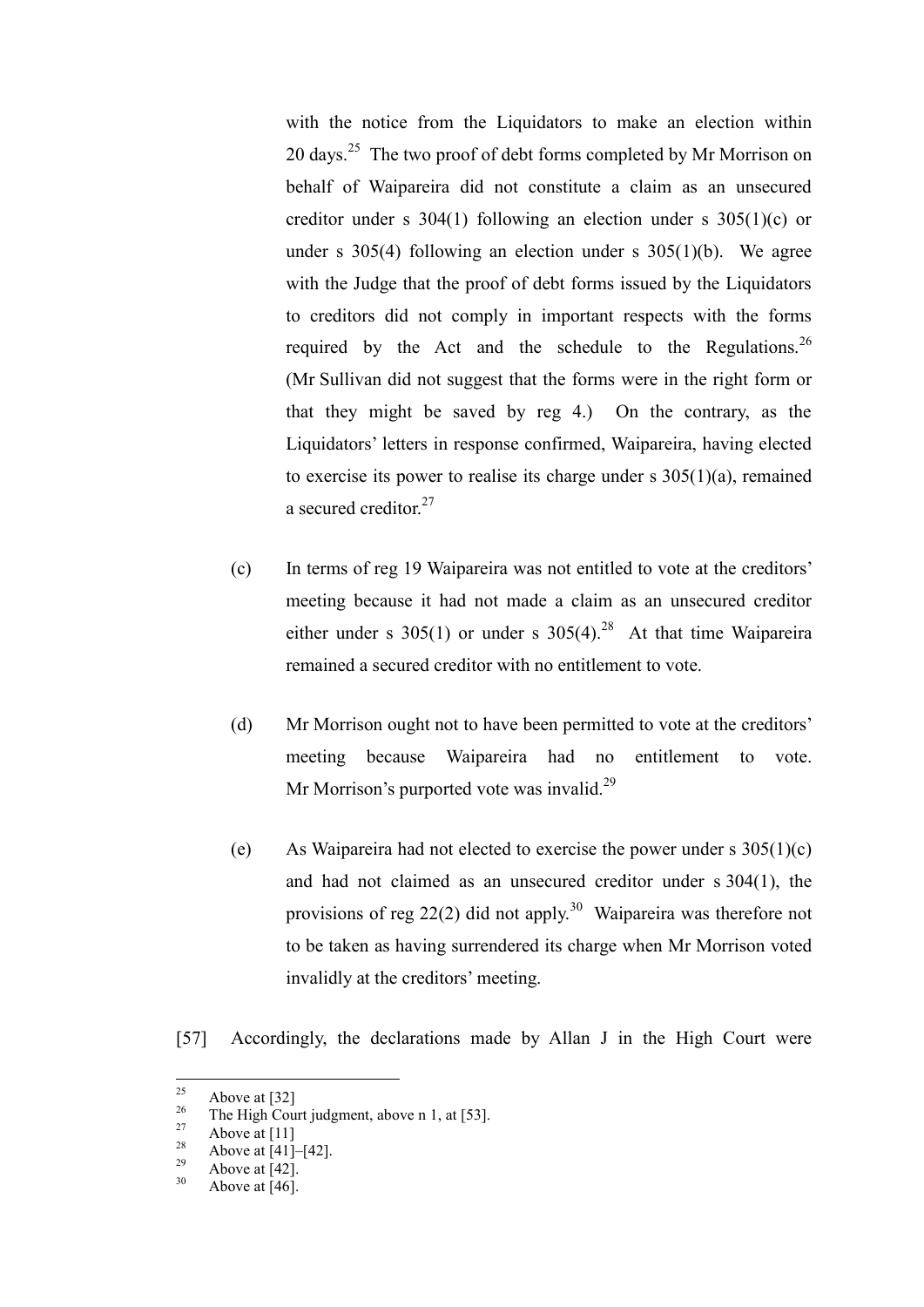with the notice from the Liquidators to make an election within 20 days.[25] The two proof of debt forms completed by Mr Morrison on behalf of Waipareira did not constitute a claim as an unsecured creditor under s 304(1) following an election under s 305(1)(c) or under s 305(4) following an election under s 305(1)(b). We agree with the Judge that the proof of debt forms issued by the Liquidators to creditors did not comply in important respects with the forms required by the Act and the schedule to the Regulations.[26] (Mr Sullivan did not suggest that the forms were in the right form or that they might be saved by reg 4.) On the contrary, as the Liquidators' letters in response confirmed, Waipareira, having elected to exercise its power to realise its charge under s 305(1)(a), remained a secured creditor.[27]

(c) In terms of reg 19 Waipareira was not entitled to vote at the creditors' meeting because it had not made a claim as an unsecured creditor either under s 305(1) or under s 305(4).[28] At that time Waipareira remained a secured creditor with no entitlement to vote.

(d) Mr Morrison ought not to have been permitted to vote at the creditors' meeting because Waipareira had no entitlement to vote. Mr Morrison's purported vote was invalid.[29]

(e) As Waipareira had not elected to exercise the power under s 305(1)(c) and had not claimed as an unsecured creditor under s 304(1), the provisions of reg 22(2) did not apply.[30] Waipareira was therefore not to be taken as having surrendered its charge when Mr Morrison voted invalidly at the creditors' meeting.

[57] Accordingly, the declarations made by Allan J in the High Court were

---

[25] Above at [32]

[26] The High Court judgment, above n 1, at [53].

[27] Above at [11]

[28] Above at [41]–[42].

[29] Above at [42].

[30] Above at [46].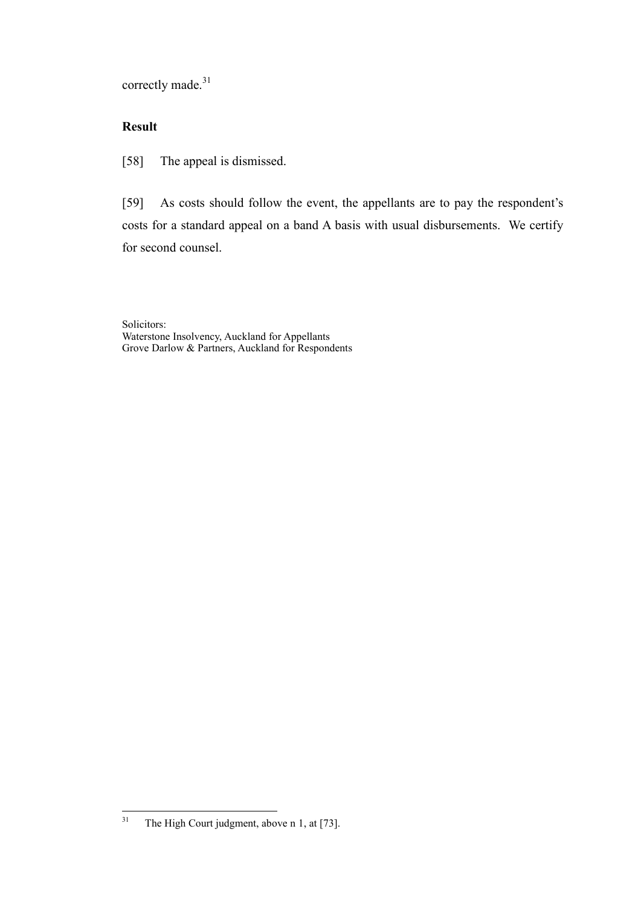correctly made.[31]

## Result

[58] The appeal is dismissed.

[59] As costs should follow the event, the appellants are to pay the respondent's costs for a standard appeal on a band A basis with usual disbursements. We certify for second counsel.

Solicitors:
Waterstone Insolvency, Auckland for Appellants
Grove Darlow & Partners, Auckland for Respondents

---

[31] The High Court judgment, above n 1, at [73].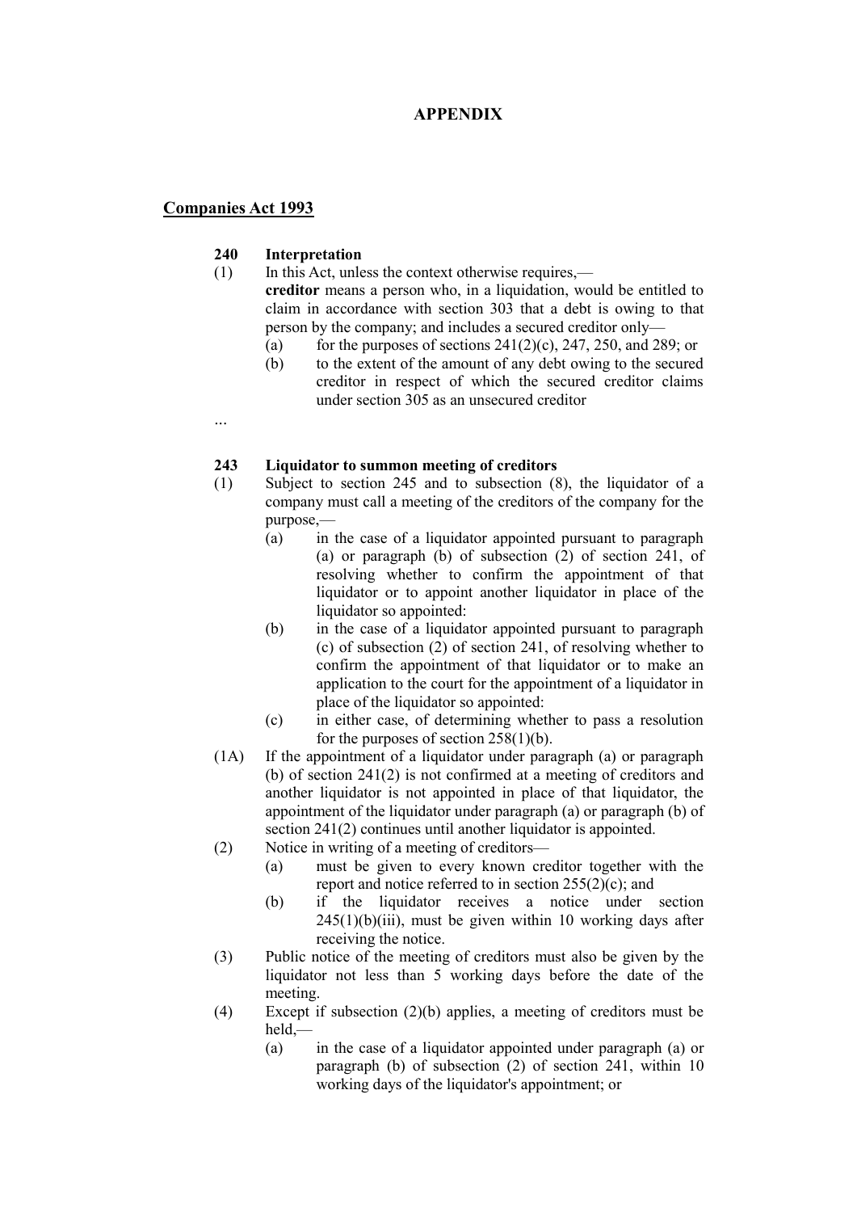# APPENDIX

## Companies Act 1993

**240 Interpretation**

(1) In this Act, unless the context otherwise requires,—

**creditor** means a person who, in a liquidation, would be entitled to claim in accordance with section 303 that a debt is owing to that person by the company; and includes a secured creditor only—

- (a) for the purposes of sections 241(2)(c), 247, 250, and 289; or
- (b) to the extent of the amount of any debt owing to the secured creditor in respect of which the secured creditor claims under section 305 as an unsecured creditor

…

**243 Liquidator to summon meeting of creditors**

(1) Subject to section 245 and to subsection (8), the liquidator of a company must call a meeting of the creditors of the company for the purpose,—

- (a) in the case of a liquidator appointed pursuant to paragraph (a) or paragraph (b) of subsection (2) of section 241, of resolving whether to confirm the appointment of that liquidator or to appoint another liquidator in place of the liquidator so appointed:
- (b) in the case of a liquidator appointed pursuant to paragraph (c) of subsection (2) of section 241, of resolving whether to confirm the appointment of that liquidator or to make an application to the court for the appointment of a liquidator in place of the liquidator so appointed:
- (c) in either case, of determining whether to pass a resolution for the purposes of section 258(1)(b).

(1A) If the appointment of a liquidator under paragraph (a) or paragraph (b) of section 241(2) is not confirmed at a meeting of creditors and another liquidator is not appointed in place of that liquidator, the appointment of the liquidator under paragraph (a) or paragraph (b) of section 241(2) continues until another liquidator is appointed.

(2) Notice in writing of a meeting of creditors—

- (a) must be given to every known creditor together with the report and notice referred to in section 255(2)(c); and
- (b) if the liquidator receives a notice under section 245(1)(b)(iii), must be given within 10 working days after receiving the notice.

(3) Public notice of the meeting of creditors must also be given by the liquidator not less than 5 working days before the date of the meeting.

(4) Except if subsection (2)(b) applies, a meeting of creditors must be held,—

- (a) in the case of a liquidator appointed under paragraph (a) or paragraph (b) of subsection (2) of section 241, within 10 working days of the liquidator's appointment; or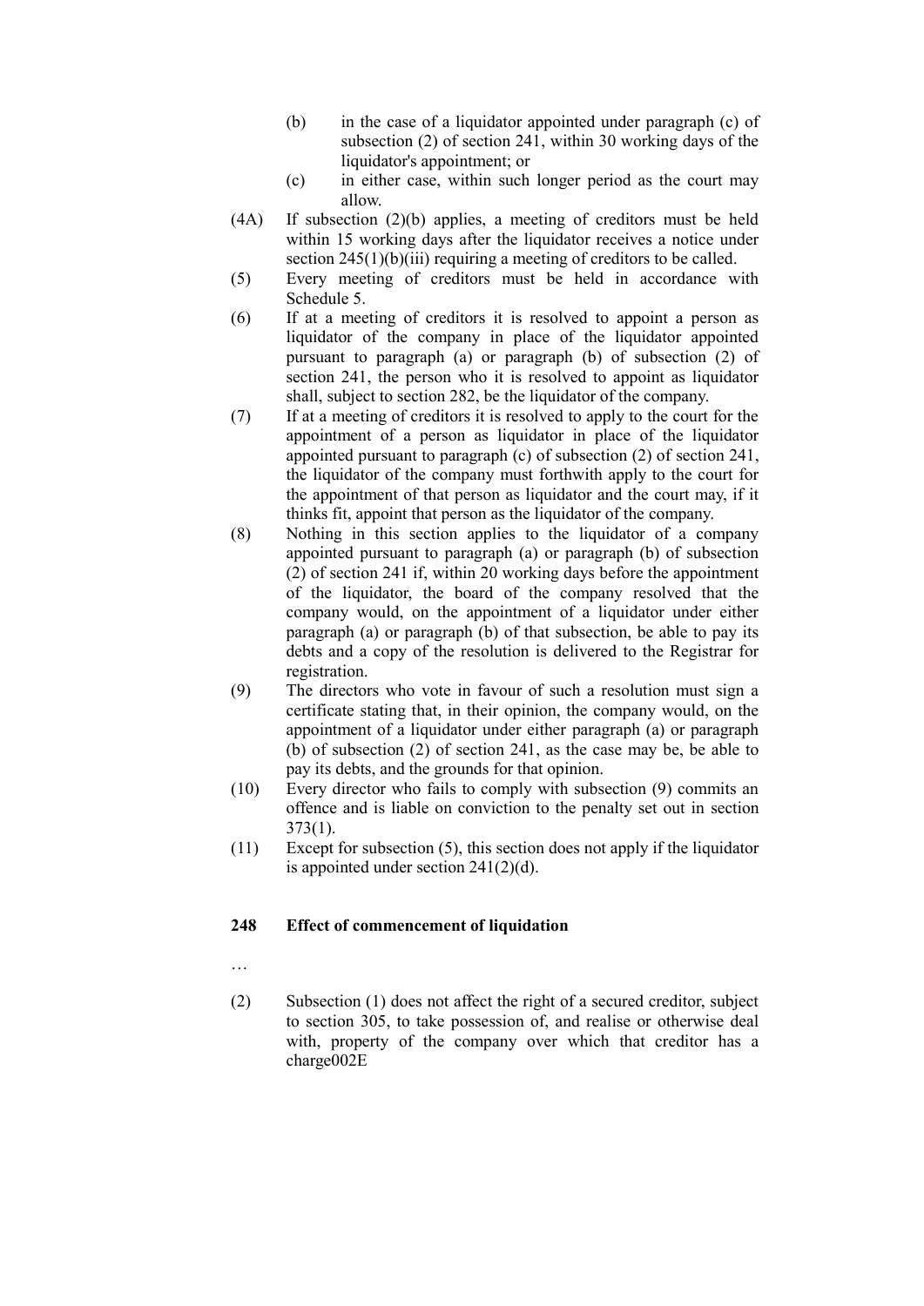(b) in the case of a liquidator appointed under paragraph (c) of subsection (2) of section 241, within 30 working days of the liquidator's appointment; or

(c) in either case, within such longer period as the court may allow.

(4A) If subsection (2)(b) applies, a meeting of creditors must be held within 15 working days after the liquidator receives a notice under section 245(1)(b)(iii) requiring a meeting of creditors to be called.

(5) Every meeting of creditors must be held in accordance with Schedule 5.

(6) If at a meeting of creditors it is resolved to appoint a person as liquidator of the company in place of the liquidator appointed pursuant to paragraph (a) or paragraph (b) of subsection (2) of section 241, the person who it is resolved to appoint as liquidator shall, subject to section 282, be the liquidator of the company.

(7) If at a meeting of creditors it is resolved to apply to the court for the appointment of a person as liquidator in place of the liquidator appointed pursuant to paragraph (c) of subsection (2) of section 241, the liquidator of the company must forthwith apply to the court for the appointment of that person as liquidator and the court may, if it thinks fit, appoint that person as the liquidator of the company.

(8) Nothing in this section applies to the liquidator of a company appointed pursuant to paragraph (a) or paragraph (b) of subsection (2) of section 241 if, within 20 working days before the appointment of the liquidator, the board of the company resolved that the company would, on the appointment of a liquidator under either paragraph (a) or paragraph (b) of that subsection, be able to pay its debts and a copy of the resolution is delivered to the Registrar for registration.

(9) The directors who vote in favour of such a resolution must sign a certificate stating that, in their opinion, the company would, on the appointment of a liquidator under either paragraph (a) or paragraph (b) of subsection (2) of section 241, as the case may be, be able to pay its debts, and the grounds for that opinion.

(10) Every director who fails to comply with subsection (9) commits an offence and is liable on conviction to the penalty set out in section 373(1).

(11) Except for subsection (5), this section does not apply if the liquidator is appointed under section 241(2)(d).

### 248 Effect of commencement of liquidation

…

(2) Subsection (1) does not affect the right of a secured creditor, subject to section 305, to take possession of, and realise or otherwise deal with, property of the company over which that creditor has a charge002E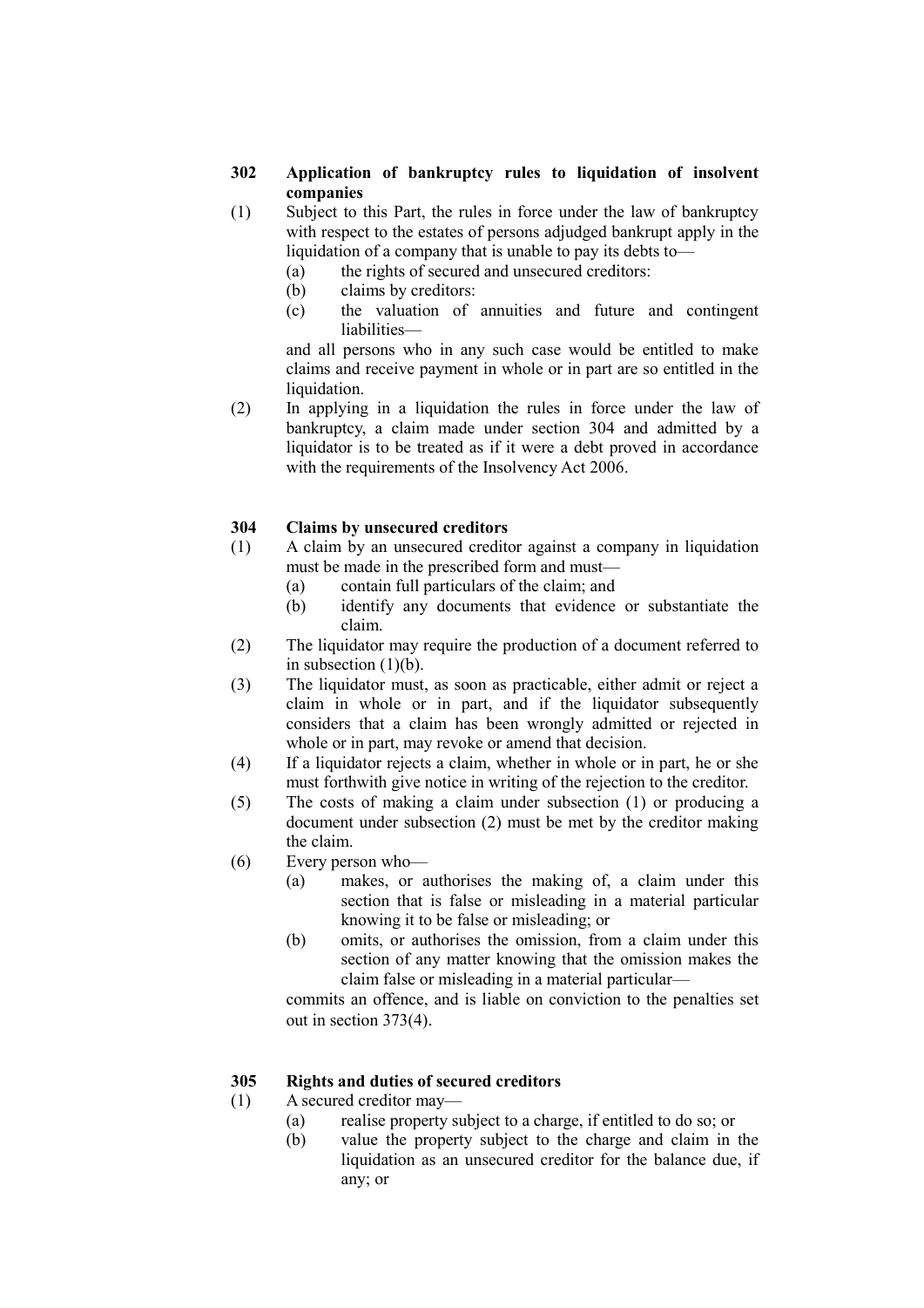### 302 Application of bankruptcy rules to liquidation of insolvent companies

(1) Subject to this Part, the rules in force under the law of bankruptcy with respect to the estates of persons adjudged bankrupt apply in the liquidation of a company that is unable to pay its debts to—

- (a) the rights of secured and unsecured creditors:
- (b) claims by creditors:
- (c) the valuation of annuities and future and contingent liabilities—

and all persons who in any such case would be entitled to make claims and receive payment in whole or in part are so entitled in the liquidation.

(2) In applying in a liquidation the rules in force under the law of bankruptcy, a claim made under section 304 and admitted by a liquidator is to be treated as if it were a debt proved in accordance with the requirements of the Insolvency Act 2006.

### 304 Claims by unsecured creditors

(1) A claim by an unsecured creditor against a company in liquidation must be made in the prescribed form and must—

- (a) contain full particulars of the claim; and
- (b) identify any documents that evidence or substantiate the claim.

(2) The liquidator may require the production of a document referred to in subsection (1)(b).

(3) The liquidator must, as soon as practicable, either admit or reject a claim in whole or in part, and if the liquidator subsequently considers that a claim has been wrongly admitted or rejected in whole or in part, may revoke or amend that decision.

(4) If a liquidator rejects a claim, whether in whole or in part, he or she must forthwith give notice in writing of the rejection to the creditor.

(5) The costs of making a claim under subsection (1) or producing a document under subsection (2) must be met by the creditor making the claim.

(6) Every person who—

- (a) makes, or authorises the making of, a claim under this section that is false or misleading in a material particular knowing it to be false or misleading; or
- (b) omits, or authorises the omission, from a claim under this section of any matter knowing that the omission makes the claim false or misleading in a material particular—

commits an offence, and is liable on conviction to the penalties set out in section 373(4).

### 305 Rights and duties of secured creditors

(1) A secured creditor may—

- (a) realise property subject to a charge, if entitled to do so; or
- (b) value the property subject to the charge and claim in the liquidation as an unsecured creditor for the balance due, if any; or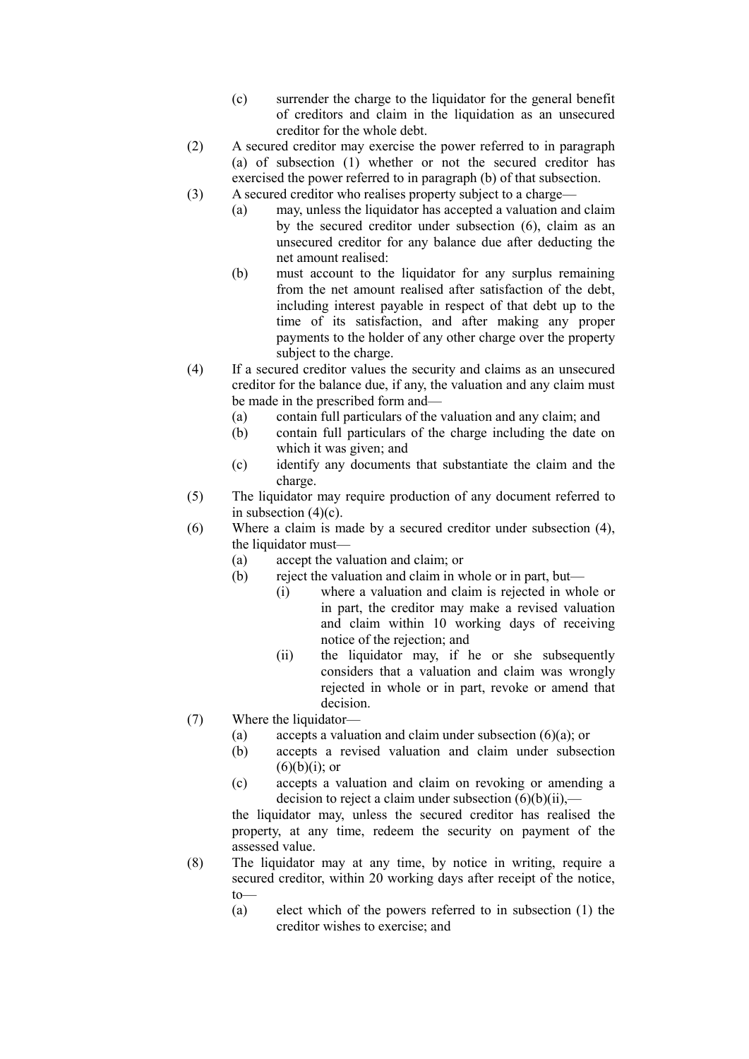(c) surrender the charge to the liquidator for the general benefit of creditors and claim in the liquidation as an unsecured creditor for the whole debt.

(2) A secured creditor may exercise the power referred to in paragraph (a) of subsection (1) whether or not the secured creditor has exercised the power referred to in paragraph (b) of that subsection.

(3) A secured creditor who realises property subject to a charge—

(a) may, unless the liquidator has accepted a valuation and claim by the secured creditor under subsection (6), claim as an unsecured creditor for any balance due after deducting the net amount realised:

(b) must account to the liquidator for any surplus remaining from the net amount realised after satisfaction of the debt, including interest payable in respect of that debt up to the time of its satisfaction, and after making any proper payments to the holder of any other charge over the property subject to the charge.

(4) If a secured creditor values the security and claims as an unsecured creditor for the balance due, if any, the valuation and any claim must be made in the prescribed form and—

(a) contain full particulars of the valuation and any claim; and

(b) contain full particulars of the charge including the date on which it was given; and

(c) identify any documents that substantiate the claim and the charge.

(5) The liquidator may require production of any document referred to in subsection (4)(c).

(6) Where a claim is made by a secured creditor under subsection (4), the liquidator must—

(a) accept the valuation and claim; or

(b) reject the valuation and claim in whole or in part, but—

(i) where a valuation and claim is rejected in whole or in part, the creditor may make a revised valuation and claim within 10 working days of receiving notice of the rejection; and

(ii) the liquidator may, if he or she subsequently considers that a valuation and claim was wrongly rejected in whole or in part, revoke or amend that decision.

(7) Where the liquidator—

(a) accepts a valuation and claim under subsection (6)(a); or

(b) accepts a revised valuation and claim under subsection (6)(b)(i); or

(c) accepts a valuation and claim on revoking or amending a decision to reject a claim under subsection (6)(b)(ii),—

the liquidator may, unless the secured creditor has realised the property, at any time, redeem the security on payment of the assessed value.

(8) The liquidator may at any time, by notice in writing, require a secured creditor, within 20 working days after receipt of the notice, to—

(a) elect which of the powers referred to in subsection (1) the creditor wishes to exercise; and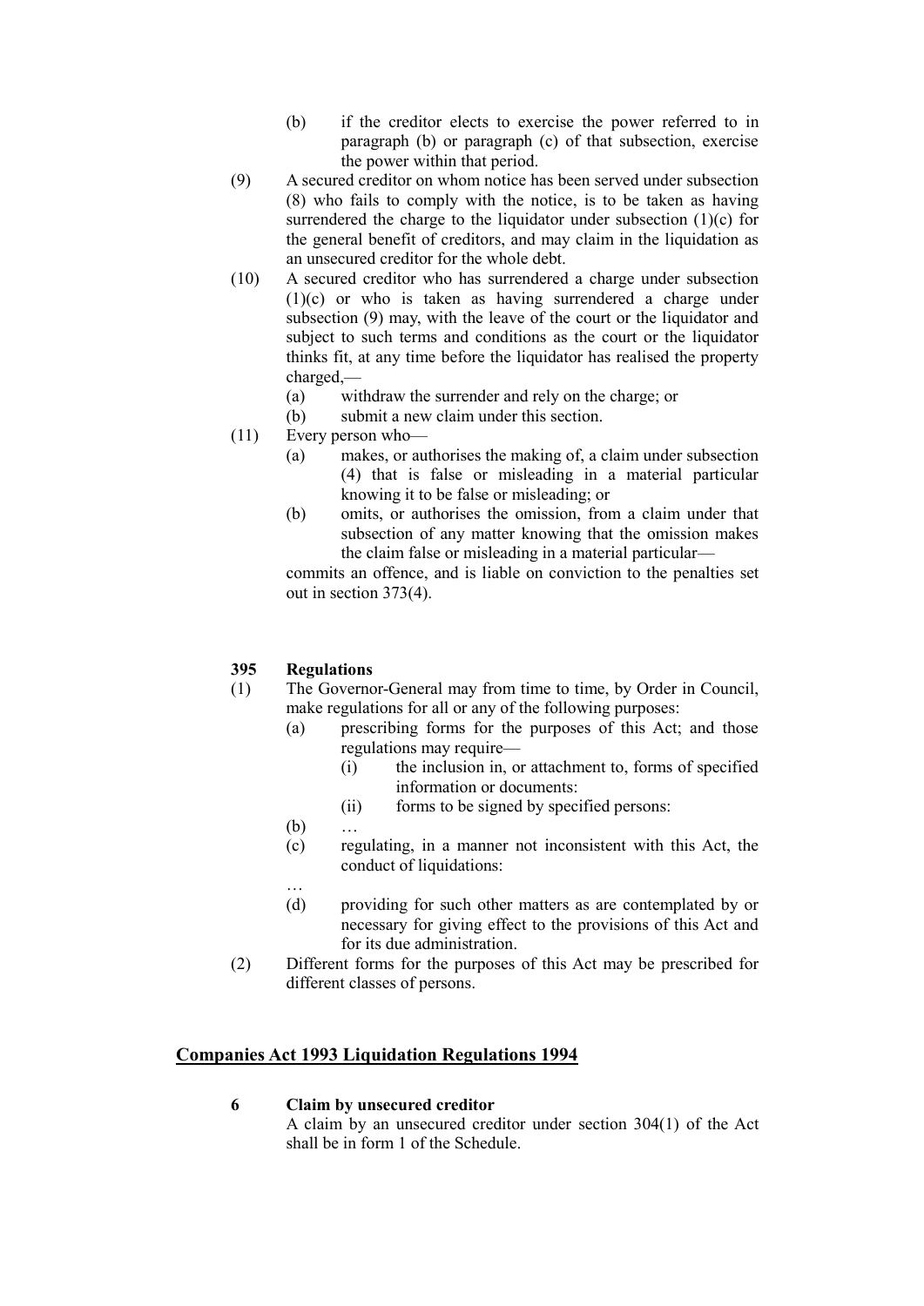(b) if the creditor elects to exercise the power referred to in paragraph (b) or paragraph (c) of that subsection, exercise the power within that period.

(9) A secured creditor on whom notice has been served under subsection (8) who fails to comply with the notice, is to be taken as having surrendered the charge to the liquidator under subsection (1)(c) for the general benefit of creditors, and may claim in the liquidation as an unsecured creditor for the whole debt.

(10) A secured creditor who has surrendered a charge under subsection (1)(c) or who is taken as having surrendered a charge under subsection (9) may, with the leave of the court or the liquidator and subject to such terms and conditions as the court or the liquidator thinks fit, at any time before the liquidator has realised the property charged,—

(a) withdraw the surrender and rely on the charge; or

(b) submit a new claim under this section.

(11) Every person who—

(a) makes, or authorises the making of, a claim under subsection (4) that is false or misleading in a material particular knowing it to be false or misleading; or

(b) omits, or authorises the omission, from a claim under that subsection of any matter knowing that the omission makes the claim false or misleading in a material particular—

commits an offence, and is liable on conviction to the penalties set out in section 373(4).

**395 Regulations**

(1) The Governor-General may from time to time, by Order in Council, make regulations for all or any of the following purposes:

(a) prescribing forms for the purposes of this Act; and those regulations may require—

(i) the inclusion in, or attachment to, forms of specified information or documents:

(ii) forms to be signed by specified persons:

(b) …

(c) regulating, in a manner not inconsistent with this Act, the conduct of liquidations:

…

(d) providing for such other matters as are contemplated by or necessary for giving effect to the provisions of this Act and for its due administration.

(2) Different forms for the purposes of this Act may be prescribed for different classes of persons.

## Companies Act 1993 Liquidation Regulations 1994

**6 Claim by unsecured creditor**

A claim by an unsecured creditor under section 304(1) of the Act shall be in form 1 of the Schedule.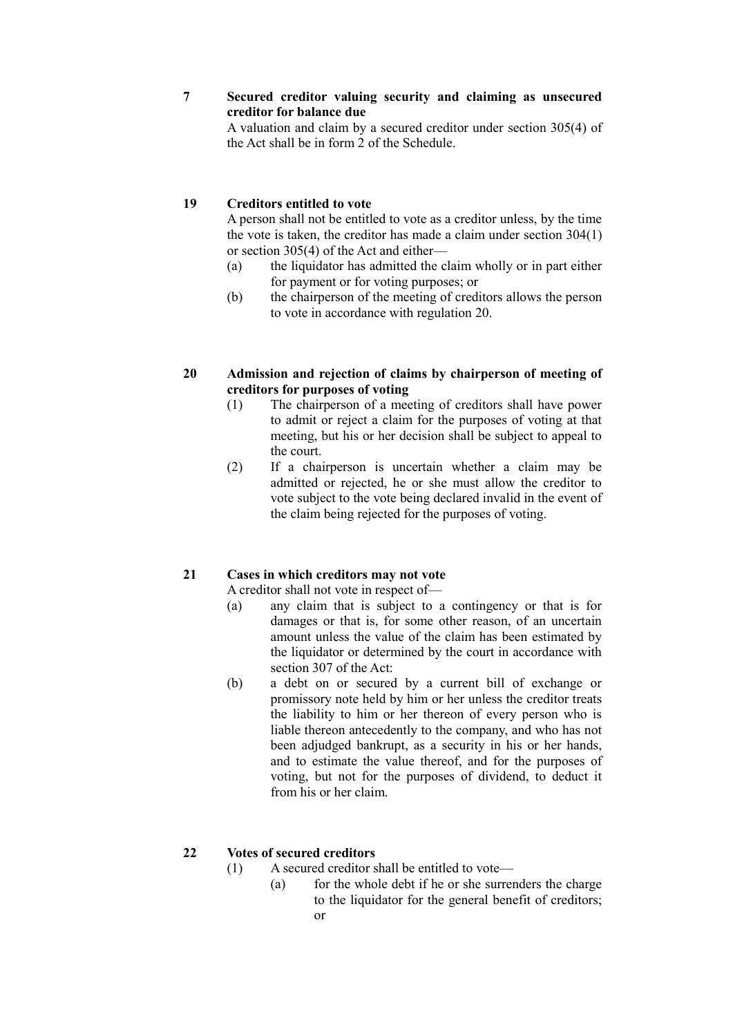**7 Secured creditor valuing security and claiming as unsecured creditor for balance due**

A valuation and claim by a secured creditor under section 305(4) of the Act shall be in form 2 of the Schedule.

**19 Creditors entitled to vote**

A person shall not be entitled to vote as a creditor unless, by the time the vote is taken, the creditor has made a claim under section 304(1) or section 305(4) of the Act and either—

- (a) the liquidator has admitted the claim wholly or in part either for payment or for voting purposes; or
- (b) the chairperson of the meeting of creditors allows the person to vote in accordance with regulation 20.

**20 Admission and rejection of claims by chairperson of meeting of creditors for purposes of voting**

- (1) The chairperson of a meeting of creditors shall have power to admit or reject a claim for the purposes of voting at that meeting, but his or her decision shall be subject to appeal to the court.
- (2) If a chairperson is uncertain whether a claim may be admitted or rejected, he or she must allow the creditor to vote subject to the vote being declared invalid in the event of the claim being rejected for the purposes of voting.

**21 Cases in which creditors may not vote**

A creditor shall not vote in respect of—

- (a) any claim that is subject to a contingency or that is for damages or that is, for some other reason, of an uncertain amount unless the value of the claim has been estimated by the liquidator or determined by the court in accordance with section 307 of the Act:
- (b) a debt on or secured by a current bill of exchange or promissory note held by him or her unless the creditor treats the liability to him or her thereon of every person who is liable thereon antecedently to the company, and who has not been adjudged bankrupt, as a security in his or her hands, and to estimate the value thereof, and for the purposes of voting, but not for the purposes of dividend, to deduct it from his or her claim.

**22 Votes of secured creditors**

- (1) A secured creditor shall be entitled to vote—
  - (a) for the whole debt if he or she surrenders the charge to the liquidator for the general benefit of creditors; or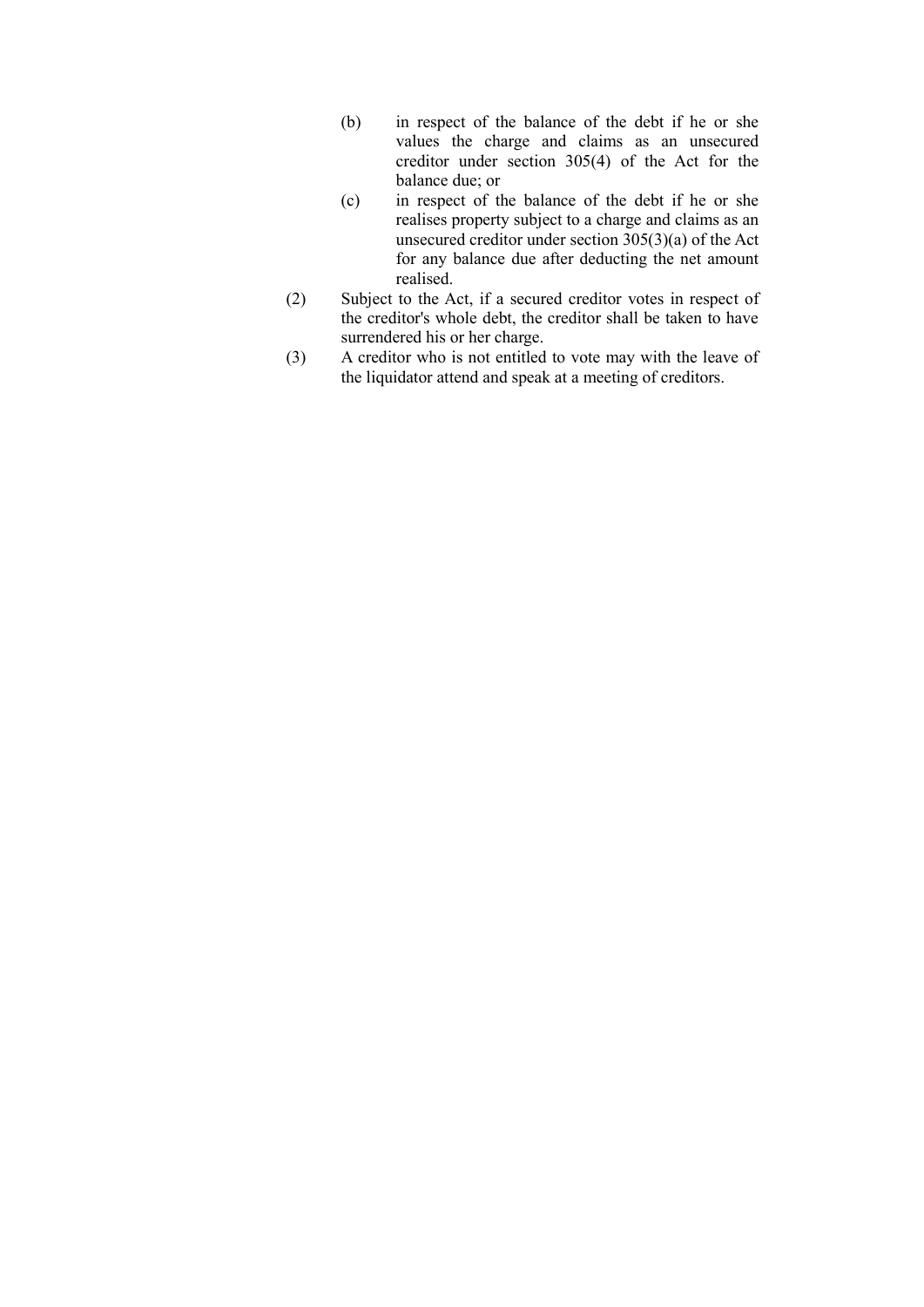(b) in respect of the balance of the debt if he or she values the charge and claims as an unsecured creditor under section 305(4) of the Act for the balance due; or

(c) in respect of the balance of the debt if he or she realises property subject to a charge and claims as an unsecured creditor under section 305(3)(a) of the Act for any balance due after deducting the net amount realised.

(2) Subject to the Act, if a secured creditor votes in respect of the creditor's whole debt, the creditor shall be taken to have surrendered his or her charge.

(3) A creditor who is not entitled to vote may with the leave of the liquidator attend and speak at a meeting of creditors.